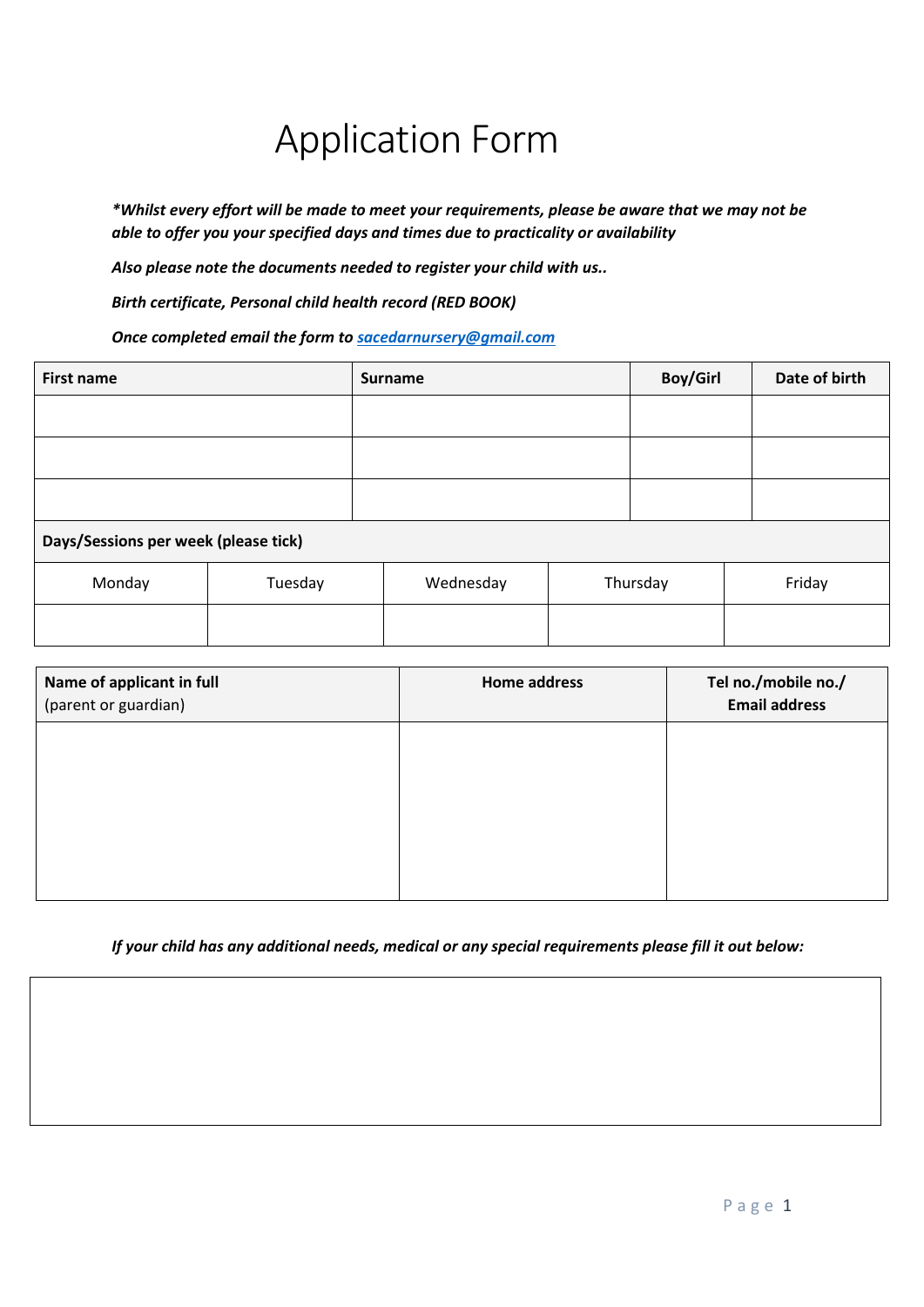# Application Form

***Whilst every effort will be made to meet your requirements, please be aware that we may not be able to offer you your specified days and times due to practicality or availability**

***Also please note the documents needed to register your child with us..***

***Birth certificate, Personal child health record (RED BOOK)***

***Once completed email the form to sacedarnursery@gmail.com***

| First name | Surname | Boy/Girl | Date of birth |
|---|---|---|---|
| | | | |
| | | | |
| | | | |

**Days/Sessions per week (please tick)**

| Monday | Tuesday | Wednesday | Thursday | Friday |
|---|---|---|---|---|
| | | | | |

| **Name of applicant in full** (parent or guardian) | **Home address** | **Tel no./mobile no./ Email address** |
|---|---|---|
| | | |

***If your child has any additional needs, medical or any special requirements please fill it out below:***

| |
|---|
| |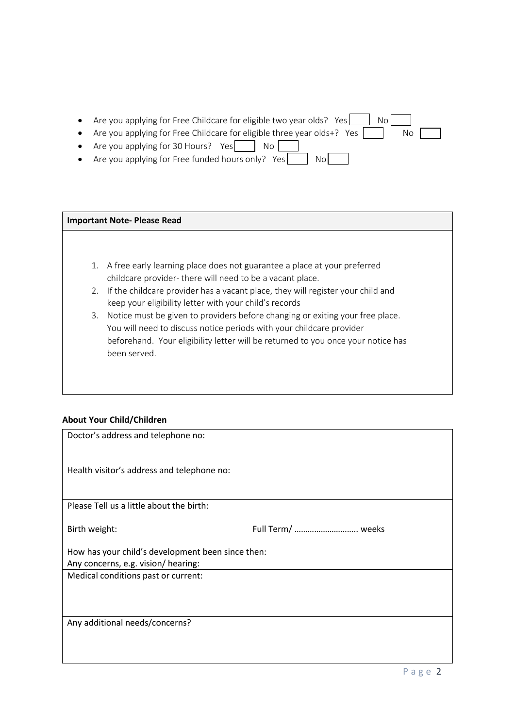- Are you applying for Free Childcare for eligible two year olds? Yes ☐ No ☐
- Are you applying for Free Childcare for eligible three year olds+? Yes ☐ No ☐
- Are you applying for 30 Hours? Yes ☐ No ☐
- Are you applying for Free funded hours only? Yes ☐ No ☐

| **Important Note- Please Read** |
|---|
| 1. A free early learning place does not guarantee a place at your preferred childcare provider- there will need to be a vacant place.<br>2. If the childcare provider has a vacant place, they will register your child and keep your eligibility letter with your child's records<br>3. Notice must be given to providers before changing or exiting your free place. You will need to discuss notice periods with your childcare provider beforehand. Your eligibility letter will be returned to you once your notice has been served. |

**About Your Child/Children**

| |
|---|
| Doctor's address and telephone no:<br><br>Health visitor's address and telephone no: |
| Please Tell us a little about the birth:<br><br>Birth weight: Full Term/ ……………………….. weeks<br><br>How has your child's development been since then:<br>Any concerns, e.g. vision/ hearing: |
| Medical conditions past or current: |
| Any additional needs/concerns? |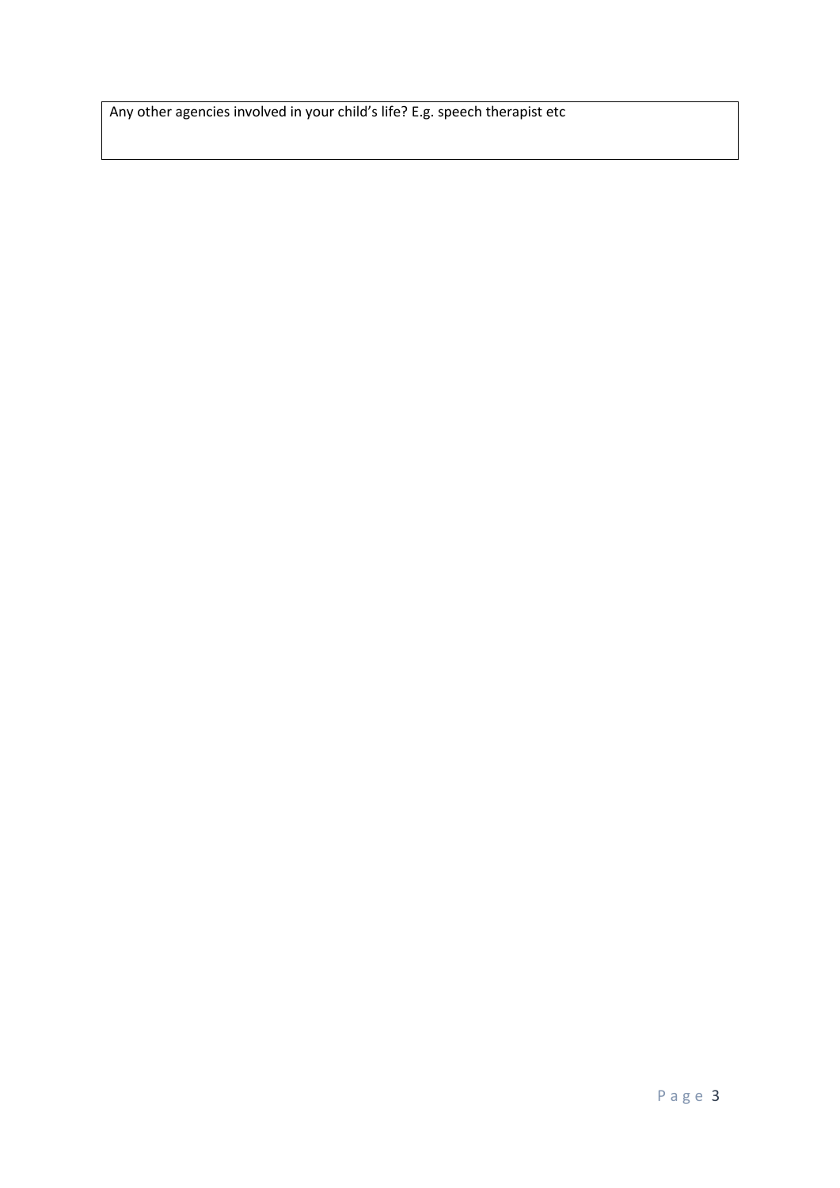Any other agencies involved in your child's life? E.g. speech therapist etc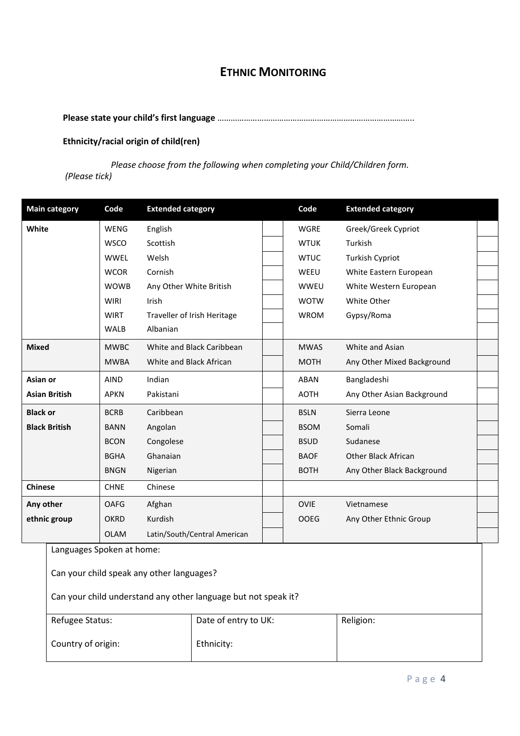# ETHNIC MONITORING

**Please state your child's first language** ……………………………………………………………………………..

**Ethnicity/racial origin of child(ren)**

*Please choose from the following when completing your Child/Children form. (Please tick)*

| Main category | Code | Extended category | | Code | Extended category | |
|---|---|---|---|---|---|---|
| **White** | WENG | English | | WGRE | Greek/Greek Cypriot | |
| | WSCO | Scottish | | WTUK | Turkish | |
| | WWEL | Welsh | | WTUC | Turkish Cypriot | |
| | WCOR | Cornish | | WEEU | White Eastern European | |
| | WOWB | Any Other White British | | WWEU | White Western European | |
| | WIRI | Irish | | WOTW | White Other | |
| | WIRT | Traveller of Irish Heritage | | WROM | Gypsy/Roma | |
| | WALB | Albanian | | | | |
| **Mixed** | MWBC | White and Black Caribbean | | MWAS | White and Asian | |
| | MWBA | White and Black African | | MOTH | Any Other Mixed Background | |
| **Asian or Asian British** | AIND | Indian | | ABAN | Bangladeshi | |
| | APKN | Pakistani | | AOTH | Any Other Asian Background | |
| **Black or Black British** | BCRB | Caribbean | | BSLN | Sierra Leone | |
| | BANN | Angolan | | BSOM | Somali | |
| | BCON | Congolese | | BSUD | Sudanese | |
| | BGHA | Ghanaian | | BAOF | Other Black African | |
| | BNGN | Nigerian | | BOTH | Any Other Black Background | |
| **Chinese** | CHNE | Chinese | | | | |
| **Any other ethnic group** | OAFG | Afghan | | OVIE | Vietnamese | |
| | OKRD | Kurdish | | OOEG | Any Other Ethnic Group | |
| | OLAM | Latin/South/Central American | | | | |

Languages Spoken at home:

Can your child speak any other languages?

Can your child understand any other language but not speak it?

| | | |
|---|---|---|
| Refugee Status:<br><br>Country of origin: | Date of entry to UK:<br><br>Ethnicity: | Religion: |